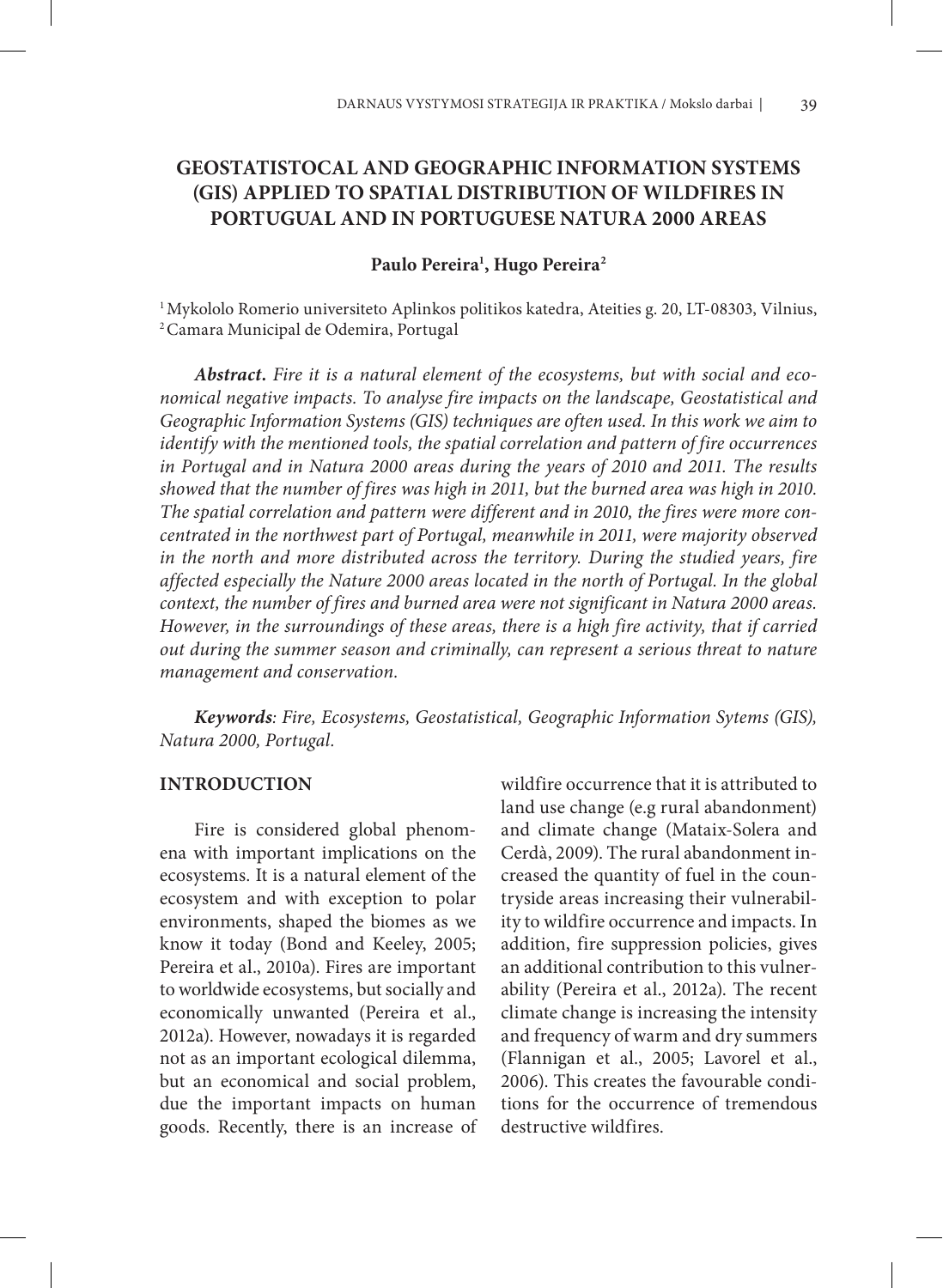# GEOSTATISTOCAL AND GEOGRAPHIC INFORMATION SYSTEMS (GIS) APPLIED TO SPATIAL DISTRIBUTION OF WILDFIRES IN PORTUGAL AND IN PORTUGUESE NATURA 2000 AREAS

**Paulo Pereira[1], Hugo Pereira[2]**

[1] Mykololo Romerio universiteto Aplinkos politikos katedra, Ateities g. 20, LT-08303, Vilnius,
[2] Camara Municipal de Odemira, Portugal

***Abstract.*** *Fire it is a natural element of the ecosystems, but with social and economical negative impacts. To analyse fire impacts on the landscape, Geostatistical and Geographic Information Systems (GIS) techniques are often used. In this work we aim to identify with the mentioned tools, the spatial correlation and pattern of fire occurrences in Portugal and in Natura 2000 areas during the years of 2010 and 2011. The results showed that the number of fires was high in 2011, but the burned area was high in 2010. The spatial correlation and pattern were different and in 2010, the fires were more concentrated in the northwest part of Portugal, meanwhile in 2011, were majority observed in the north and more distributed across the territory. During the studied years, fire affected especially the Nature 2000 areas located in the north of Portugal. In the global context, the number of fires and burned area were not significant in Natura 2000 areas. However, in the surroundings of these areas, there is a high fire activity, that if carried out during the summer season and criminally, can represent a serious threat to nature management and conservation.*

***Keywords****: Fire, Ecosystems, Geostatistical, Geographic Information Sytems (GIS), Natura 2000, Portugal.*

## INTRODUCTION

Fire is considered global phenomena with important implications on the ecosystems. It is a natural element of the ecosystem and with exception to polar environments, shaped the biomes as we know it today (Bond and Keeley, 2005; Pereira et al., 2010a). Fires are important to worldwide ecosystems, but socially and economically unwanted (Pereira et al., 2012a). However, nowadays it is regarded not as an important ecological dilemma, but an economical and social problem, due the important impacts on human goods. Recently, there is an increase of wildfire occurrence that it is attributed to land use change (e.g rural abandonment) and climate change (Mataix-Solera and Cerdà, 2009). The rural abandonment increased the quantity of fuel in the countryside areas increasing their vulnerability to wildfire occurrence and impacts. In addition, fire suppression policies, gives an additional contribution to this vulnerability (Pereira et al., 2012a). The recent climate change is increasing the intensity and frequency of warm and dry summers (Flannigan et al., 2005; Lavorel et al., 2006). This creates the favourable conditions for the occurrence of tremendous destructive wildfires.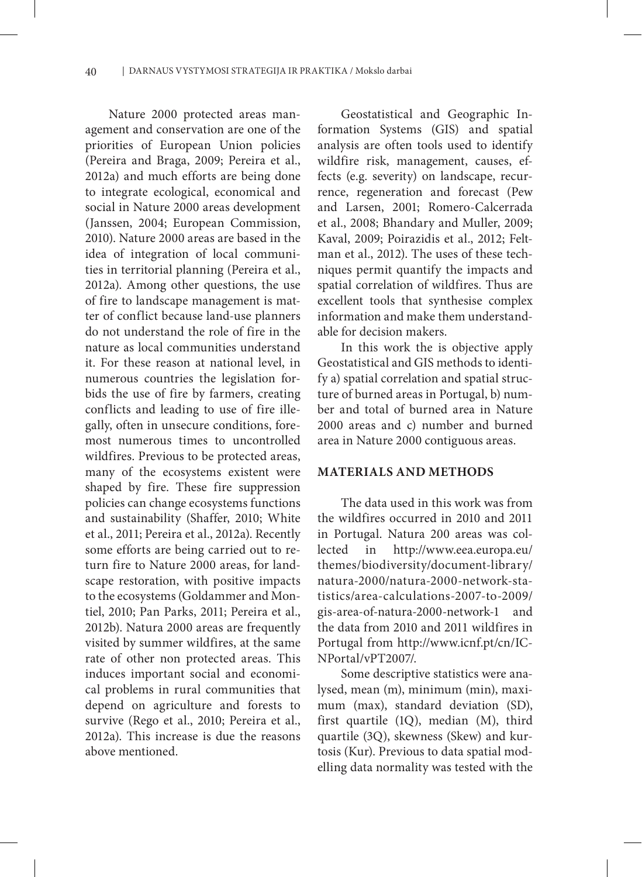Nature 2000 protected areas management and conservation are one of the priorities of European Union policies (Pereira and Braga, 2009; Pereira et al., 2012a) and much efforts are being done to integrate ecological, economical and social in Nature 2000 areas development (Janssen, 2004; European Commission, 2010). Nature 2000 areas are based in the idea of integration of local communities in territorial planning (Pereira et al., 2012a). Among other questions, the use of fire to landscape management is matter of conflict because land-use planners do not understand the role of fire in the nature as local communities understand it. For these reason at national level, in numerous countries the legislation forbids the use of fire by farmers, creating conflicts and leading to use of fire illegally, often in unsecure conditions, foremost numerous times to uncontrolled wildfires. Previous to be protected areas, many of the ecosystems existent were shaped by fire. These fire suppression policies can change ecosystems functions and sustainability (Shaffer, 2010; White et al., 2011; Pereira et al., 2012a). Recently some efforts are being carried out to return fire to Nature 2000 areas, for landscape restoration, with positive impacts to the ecosystems (Goldammer and Montiel, 2010; Pan Parks, 2011; Pereira et al., 2012b). Natura 2000 areas are frequently visited by summer wildfires, at the same rate of other non protected areas. This induces important social and economical problems in rural communities that depend on agriculture and forests to survive (Rego et al., 2010; Pereira et al., 2012a). This increase is due the reasons above mentioned.

Geostatistical and Geographic Information Systems (GIS) and spatial analysis are often tools used to identify wildfire risk, management, causes, effects (e.g. severity) on landscape, recurrence, regeneration and forecast (Pew and Larsen, 2001; Romero-Calcerrada et al., 2008; Bhandary and Muller, 2009; Kaval, 2009; Poirazidis et al., 2012; Feltman et al., 2012). The uses of these techniques permit quantify the impacts and spatial correlation of wildfires. Thus are excellent tools that synthesise complex information and make them understandable for decision makers.

In this work the is objective apply Geostatistical and GIS methods to identify a) spatial correlation and spatial structure of burned areas in Portugal, b) number and total of burned area in Nature 2000 areas and c) number and burned area in Nature 2000 contiguous areas.

## MATERIALS AND METHODS

The data used in this work was from the wildfires occurred in 2010 and 2011 in Portugal. Natura 200 areas was collected in http://www.eea.europa.eu/themes/biodiversity/document-library/natura-2000/natura-2000-network-statistics/area-calculations-2007-to-2009/gis-area-of-natura-2000-network-1 and the data from 2010 and 2011 wildfires in Portugal from http://www.icnf.pt/cn/ICNPortal/vPT2007/.

Some descriptive statistics were analysed, mean (m), minimum (min), maximum (max), standard deviation (SD), first quartile (1Q), median (M), third quartile (3Q), skewness (Skew) and kurtosis (Kur). Previous to data spatial modelling data normality was tested with the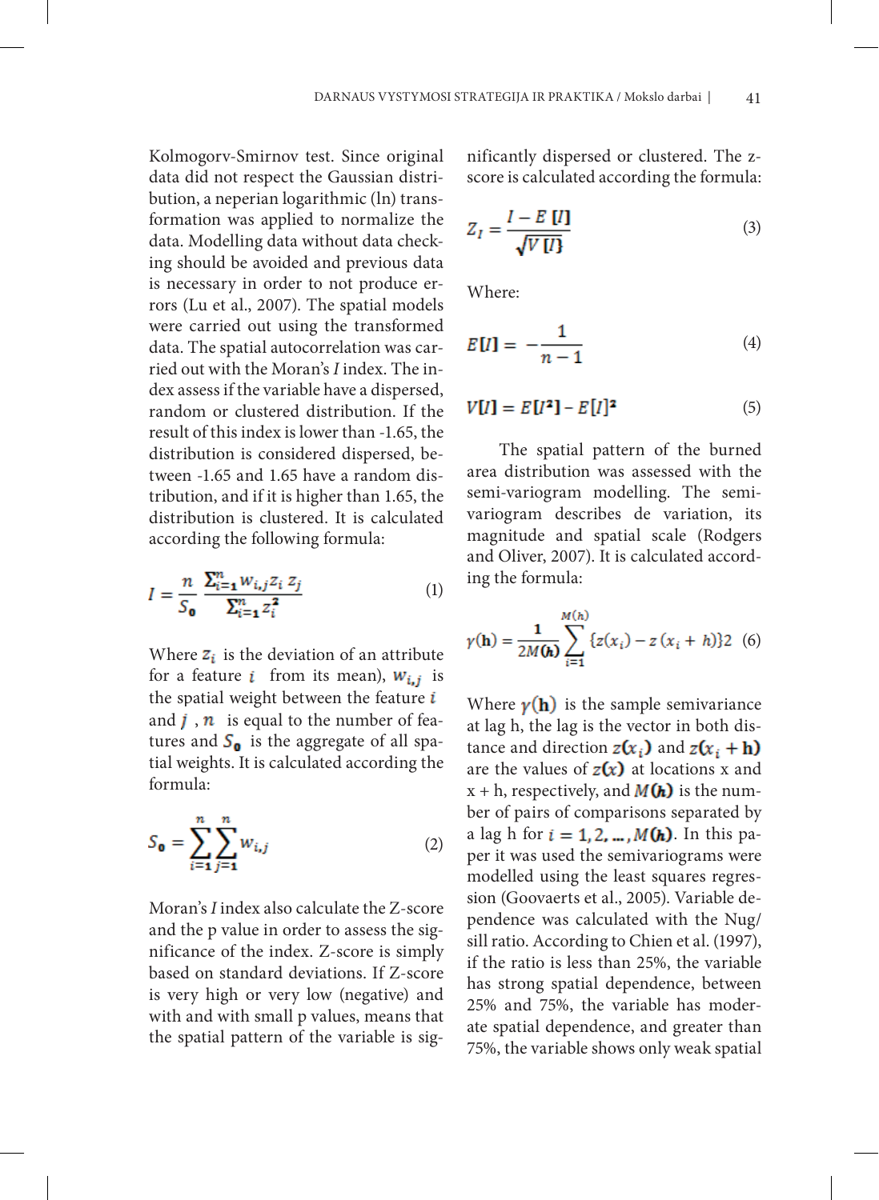Kolmogorv-Smirnov test. Since original data did not respect the Gaussian distribution, a neperian logarithmic (ln) transformation was applied to normalize the data. Modelling data without data checking should be avoided and previous data is necessary in order to not produce errors (Lu et al., 2007). The spatial models were carried out using the transformed data. The spatial autocorrelation was carried out with the Moran's *I* index. The index assess if the variable have a dispersed, random or clustered distribution. If the result of this index is lower than -1.65, the distribution is considered dispersed, between -1.65 and 1.65 have a random distribution, and if it is higher than 1.65, the distribution is clustered. It is calculated according the following formula:

$$I = \frac{n}{S_0} \frac{\sum_{i=1}^{n} w_{i,j} z_i z_j}{\sum_{i=1}^{n} z_i^2} \quad (1)$$

Where $z_i$ is the deviation of an attribute for a feature $i$ from its mean), $w_{i,j}$ is the spatial weight between the feature $i$ and $j$ , $n$ is equal to the number of features and $S_0$ is the aggregate of all spatial weights. It is calculated according the formula:

$$S_0 = \sum_{i=1}^{n} \sum_{j=1}^{n} w_{i,j} \quad (2)$$

Moran's *I* index also calculate the Z-score and the p value in order to assess the significance of the index. Z-score is simply based on standard deviations. If Z-score is very high or very low (negative) and with and with small p values, means that the spatial pattern of the variable is significantly dispersed or clustered. The z-score is calculated according the formula:

$$Z_I = \frac{I - E\,[I]}{\sqrt{V\,[I]}} \quad (3)$$

Where:

$$E[I] = -\frac{1}{n-1} \quad (4)$$

$$V[I] = E[I^2] - E[I]^2 \quad (5)$$

The spatial pattern of the burned area distribution was assessed with the semi-variogram modelling. The semi-variogram describes de variation, its magnitude and spatial scale (Rodgers and Oliver, 2007). It is calculated according the formula:

$$\gamma(\mathbf{h}) = \frac{1}{2M(\mathbf{h})} \sum_{i=1}^{M(h)} \{z(x_i) - z(x_i + h)\}2 \quad (6)$$

Where $\gamma(\mathbf{h})$ is the sample semivariance at lag h, the lag is the vector in both distance and direction $z(x_i)$ and $z(x_i + \mathbf{h})$ are the values of $z(x)$ at locations x and x + h, respectively, and $M(\mathbf{h})$ is the number of pairs of comparisons separated by a lag h for $i = 1, 2, \ldots, M(\mathbf{h})$. In this paper it was used the semivariograms were modelled using the least squares regression (Goovaerts et al., 2005). Variable dependence was calculated with the Nug/sill ratio. According to Chien et al. (1997), if the ratio is less than 25%, the variable has strong spatial dependence, between 25% and 75%, the variable has moderate spatial dependence, and greater than 75%, the variable shows only weak spatial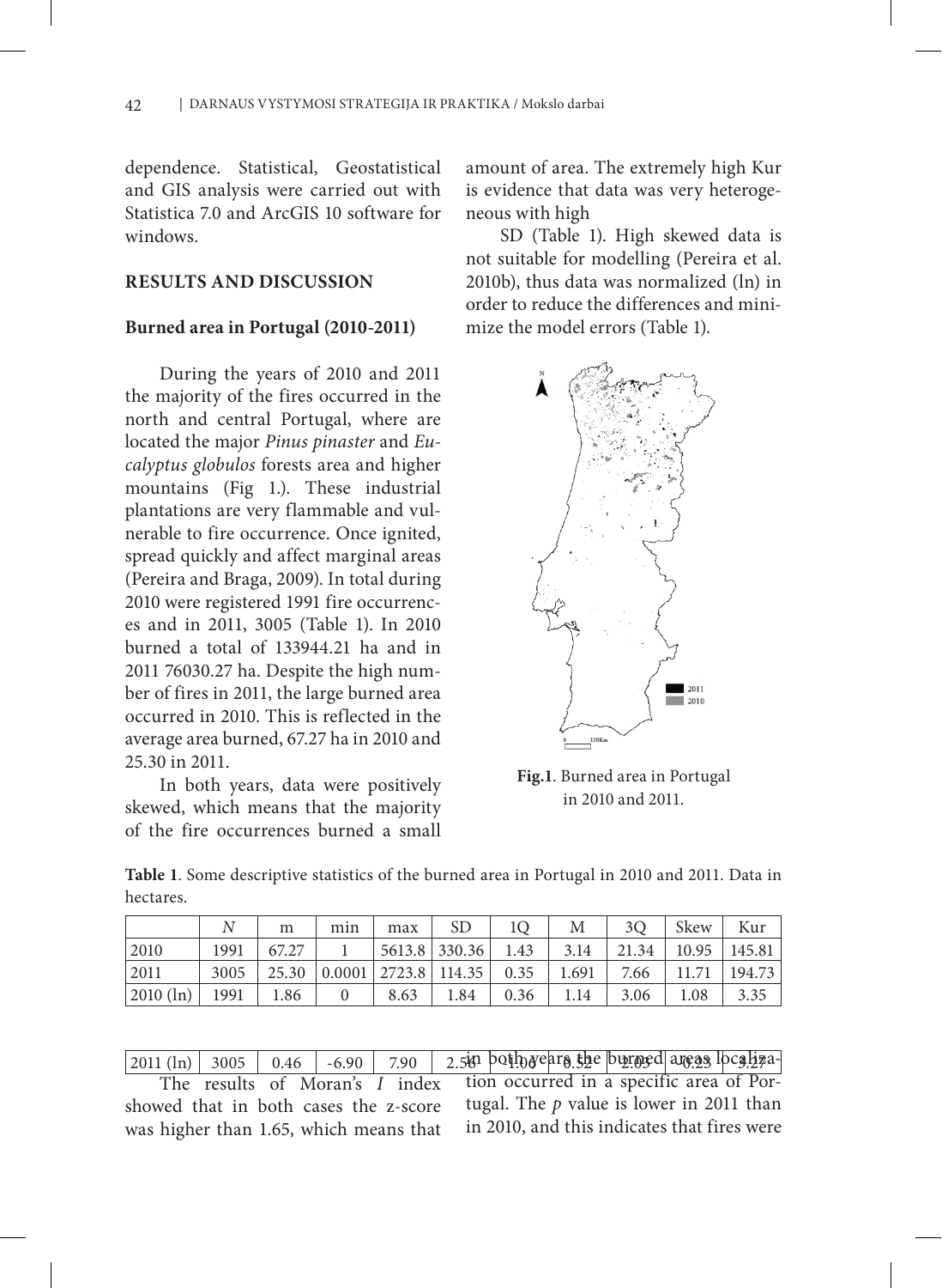dependence. Statistical, Geostatistical and GIS analysis were carried out with Statistica 7.0 and ArcGIS 10 software for windows.

## RESULTS AND DISCUSSION

### Burned area in Portugal (2010-2011)

During the years of 2010 and 2011 the majority of the fires occurred in the north and central Portugal, where are located the major *Pinus pinaster* and *Eucalyptus globulos* forests area and higher mountains (Fig 1.). These industrial plantations are very flammable and vulnerable to fire occurrence. Once ignited, spread quickly and affect marginal areas (Pereira and Braga, 2009). In total during 2010 were registered 1991 fire occurrences and in 2011, 3005 (Table 1). In 2010 burned a total of 133944.21 ha and in 2011 76030.27 ha. Despite the high number of fires in 2011, the large burned area occurred in 2010. This is reflected in the average area burned, 67.27 ha in 2010 and 25.30 in 2011.

In both years, data were positively skewed, which means that the majority of the fire occurrences burned a small amount of area. The extremely high Kur is evidence that data was very heterogeneous with high

SD (Table 1). High skewed data is not suitable for modelling (Pereira et al. 2010b), thus data was normalized (ln) in order to reduce the differences and minimize the model errors (Table 1).

**Fig.1**. Burned area in Portugal in 2010 and 2011.

**Table 1**. Some descriptive statistics of the burned area in Portugal in 2010 and 2011. Data in hectares.

| | *N* | m | min | max | SD | 1Q | M | 3Q | Skew | Kur |
|---|---|---|---|---|---|---|---|---|---|---|
| 2010 | 1991 | 67.27 | 1 | 5613.8 | 330.36 | 1.43 | 3.14 | 21.34 | 10.95 | 145.81 |
| 2011 | 3005 | 25.30 | 0.0001 | 2723.8 | 114.35 | 0.35 | 1.691 | 7.66 | 11.71 | 194.73 |
| 2010 (ln) | 1991 | 1.86 | 0 | 8.63 | 1.84 | 0.36 | 1.14 | 3.06 | 1.08 | 3.35 |
| 2011 (ln) | 3005 | 0.46 | -6.90 | 7.90 | 2.56 | -1.06 | 0.52 | 2.03 | -0.23 | 3.27 |

The results of Moran's *I* index showed that in both cases the z-score was higher than 1.65, which means that in both years the burned areas localization occurred in a specific area of Portugal. The *p* value is lower in 2011 than in 2010, and this indicates that fires were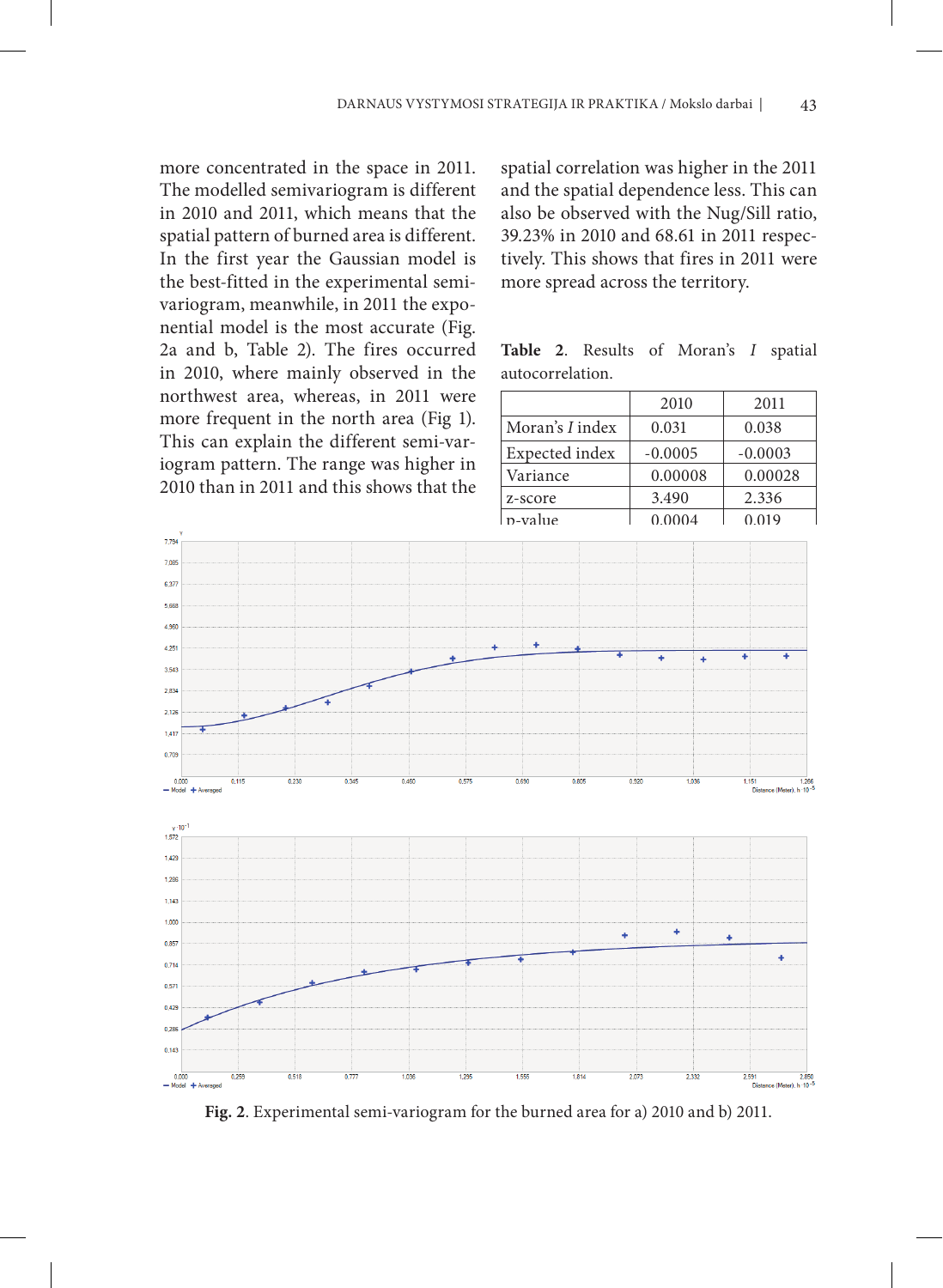more concentrated in the space in 2011. The modelled semivariogram is different in 2010 and 2011, which means that the spatial pattern of burned area is different. In the first year the Gaussian model is the best-fitted in the experimental semivariogram, meanwhile, in 2011 the exponential model is the most accurate (Fig. 2a and b, Table 2). The fires occurred in 2010, where mainly observed in the northwest area, whereas, in 2011 were more frequent in the north area (Fig 1). This can explain the different semi-variogram pattern. The range was higher in 2010 than in 2011 and this shows that the spatial correlation was higher in the 2011 and the spatial dependence less. This can also be observed with the Nug/Sill ratio, 39.23% in 2010 and 68.61 in 2011 respectively. This shows that fires in 2011 were more spread across the territory.

**Table 2**. Results of Moran's *I* spatial autocorrelation.

| | 2010 | 2011 |
|---|---|---|
| Moran's *I* index | 0.031 | 0.038 |
| Expected index | -0.0005 | -0.0003 |
| Variance | 0.00008 | 0.00028 |
| z-score | 3.490 | 2.336 |
| p-value | 0.0004 | 0.019 |

**Fig. 2**. Experimental semi-variogram for the burned area for a) 2010 and b) 2011.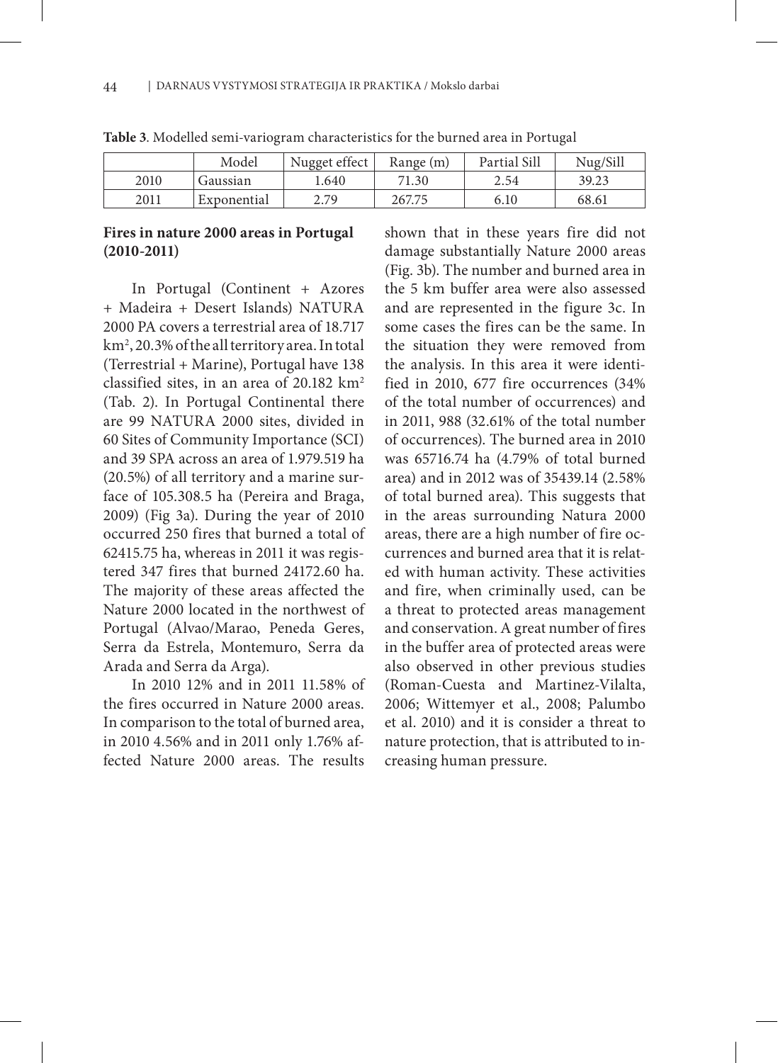**Table 3**. Modelled semi-variogram characteristics for the burned area in Portugal

| | Model | Nugget effect | Range (m) | Partial Sill | Nug/Sill |
|---|---|---|---|---|---|
| 2010 | Gaussian | 1.640 | 71.30 | 2.54 | 39.23 |
| 2011 | Exponential | 2.79 | 267.75 | 6.10 | 68.61 |

### Fires in nature 2000 areas in Portugal (2010-2011)

In Portugal (Continent + Azores + Madeira + Desert Islands) NATURA 2000 PA covers a terrestrial area of 18.717 km$^2$, 20.3% of the all territory area. In total (Terrestrial + Marine), Portugal have 138 classified sites, in an area of 20.182 km$^2$ (Tab. 2). In Portugal Continental there are 99 NATURA 2000 sites, divided in 60 Sites of Community Importance (SCI) and 39 SPA across an area of 1.979.519 ha (20.5%) of all territory and a marine surface of 105.308.5 ha (Pereira and Braga, 2009) (Fig 3a). During the year of 2010 occurred 250 fires that burned a total of 62415.75 ha, whereas in 2011 it was registered 347 fires that burned 24172.60 ha. The majority of these areas affected the Nature 2000 located in the northwest of Portugal (Alvao/Marao, Peneda Geres, Serra da Estrela, Montemuro, Serra da Arada and Serra da Arga).

In 2010 12% and in 2011 11.58% of the fires occurred in Nature 2000 areas. In comparison to the total of burned area, in 2010 4.56% and in 2011 only 1.76% affected Nature 2000 areas. The results shown that in these years fire did not damage substantially Nature 2000 areas (Fig. 3b). The number and burned area in the 5 km buffer area were also assessed and are represented in the figure 3c. In some cases the fires can be the same. In the situation they were removed from the analysis. In this area it were identified in 2010, 677 fire occurrences (34% of the total number of occurrences) and in 2011, 988 (32.61% of the total number of occurrences). The burned area in 2010 was 65716.74 ha (4.79% of total burned area) and in 2012 was of 35439.14 (2.58% of total burned area). This suggests that in the areas surrounding Natura 2000 areas, there are a high number of fire occurrences and burned area that it is related with human activity. These activities and fire, when criminally used, can be a threat to protected areas management and conservation. A great number of fires in the buffer area of protected areas were also observed in other previous studies (Roman-Cuesta and Martinez-Vilalta, 2006; Wittemyer et al., 2008; Palumbo et al. 2010) and it is consider a threat to nature protection, that is attributed to increasing human pressure.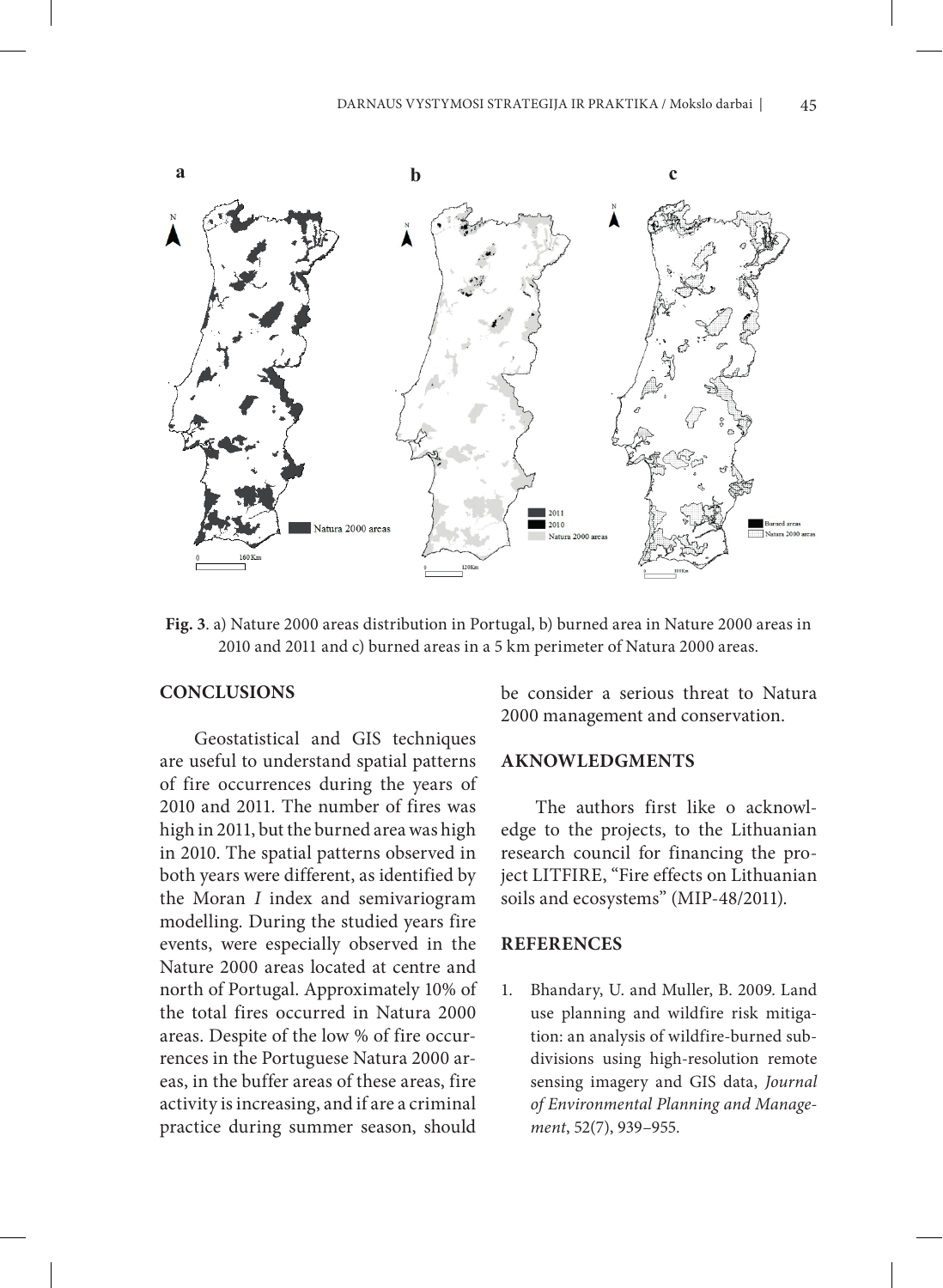**Fig. 3**. a) Nature 2000 areas distribution in Portugal, b) burned area in Nature 2000 areas in 2010 and 2011 and c) burned areas in a 5 km perimeter of Natura 2000 areas.

## CONCLUSIONS

Geostatistical and GIS techniques are useful to understand spatial patterns of fire occurrences during the years of 2010 and 2011. The number of fires was high in 2011, but the burned area was high in 2010. The spatial patterns observed in both years were different, as identified by the Moran *I* index and semivariogram modelling. During the studied years fire events, were especially observed in the Nature 2000 areas located at centre and north of Portugal. Approximately 10% of the total fires occurred in Natura 2000 areas. Despite of the low % of fire occurrences in the Portuguese Natura 2000 areas, in the buffer areas of these areas, fire activity is increasing, and if are a criminal practice during summer season, should be consider a serious threat to Natura 2000 management and conservation.

## AKNOWLEDGMENTS

The authors first like o acknowledge to the projects, to the Lithuanian research council for financing the project LITFIRE, "Fire effects on Lithuanian soils and ecosystems" (MIP-48/2011).

## REFERENCES

1. Bhandary, U. and Muller, B. 2009. Land use planning and wildfire risk mitigation: an analysis of wildfire-burned subdivisions using high-resolution remote sensing imagery and GIS data, *Journal of Environmental Planning and Management*, 52(7), 939–955.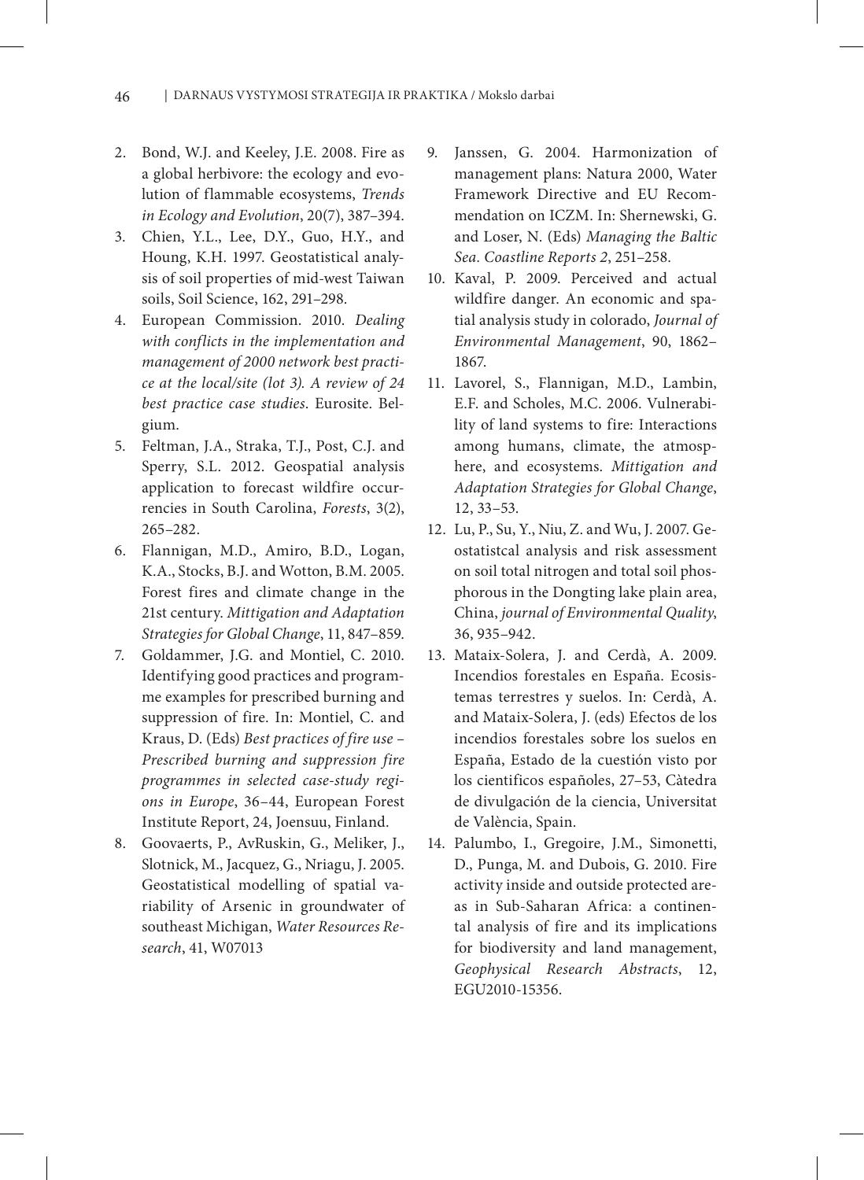2. Bond, W.J. and Keeley, J.E. 2008. Fire as a global herbivore: the ecology and evolution of flammable ecosystems, *Trends in Ecology and Evolution*, 20(7), 387–394.
3. Chien, Y.L., Lee, D.Y., Guo, H.Y., and Houng, K.H. 1997. Geostatistical analysis of soil properties of mid-west Taiwan soils, Soil Science, 162, 291–298.
4. European Commission. 2010. *Dealing with conflicts in the implementation and management of 2000 network best practice at the local/site (lot 3). A review of 24 best practice case studies*. Eurosite. Belgium.
5. Feltman, J.A., Straka, T.J., Post, C.J. and Sperry, S.L. 2012. Geospatial analysis application to forecast wildfire occurrencies in South Carolina, *Forests*, 3(2), 265–282.
6. Flannigan, M.D., Amiro, B.D., Logan, K.A., Stocks, B.J. and Wotton, B.M. 2005. Forest fires and climate change in the 21st century. *Mittigation and Adaptation Strategies for Global Change*, 11, 847–859.
7. Goldammer, J.G. and Montiel, C. 2010. Identifying good practices and programme examples for prescribed burning and suppression of fire. In: Montiel, C. and Kraus, D. (Eds) *Best practices of fire use – Prescribed burning and suppression fire programmes in selected case-study regions in Europe*, 36–44, European Forest Institute Report, 24, Joensuu, Finland.
8. Goovaerts, P., AvRuskin, G., Meliker, J., Slotnick, M., Jacquez, G., Nriagu, J. 2005. Geostatistical modelling of spatial variability of Arsenic in groundwater of southeast Michigan, *Water Resources Research*, 41, W07013
9. Janssen, G. 2004. Harmonization of management plans: Natura 2000, Water Framework Directive and EU Recommendation on ICZM. In: Shernewski, G. and Loser, N. (Eds) *Managing the Baltic Sea. Coastline Reports 2*, 251–258.
10. Kaval, P. 2009. Perceived and actual wildfire danger. An economic and spatial analysis study in colorado, *Journal of Environmental Management*, 90, 1862–1867.
11. Lavorel, S., Flannigan, M.D., Lambin, E.F. and Scholes, M.C. 2006. Vulnerability of land systems to fire: Interactions among humans, climate, the atmosphere, and ecosystems. *Mittigation and Adaptation Strategies for Global Change*, 12, 33–53.
12. Lu, P., Su, Y., Niu, Z. and Wu, J. 2007. Geostatistcal analysis and risk assessment on soil total nitrogen and total soil phosphorous in the Dongting lake plain area, China, *journal of Environmental Quality*, 36, 935–942.
13. Mataix-Solera, J. and Cerdà, A. 2009. Incendios forestales en España. Ecosistemas terrestres y suelos. In: Cerdà, A. and Mataix-Solera, J. (eds) Efectos de los incendios forestales sobre los suelos en España, Estado de la cuestión visto por los cientificos españoles, 27–53, Càtedra de divulgación de la ciencia, Universitat de València, Spain.
14. Palumbo, I., Gregoire, J.M., Simonetti, D., Punga, M. and Dubois, G. 2010. Fire activity inside and outside protected areas in Sub-Saharan Africa: a continental analysis of fire and its implications for biodiversity and land management, *Geophysical Research Abstracts*, 12, EGU2010-15356.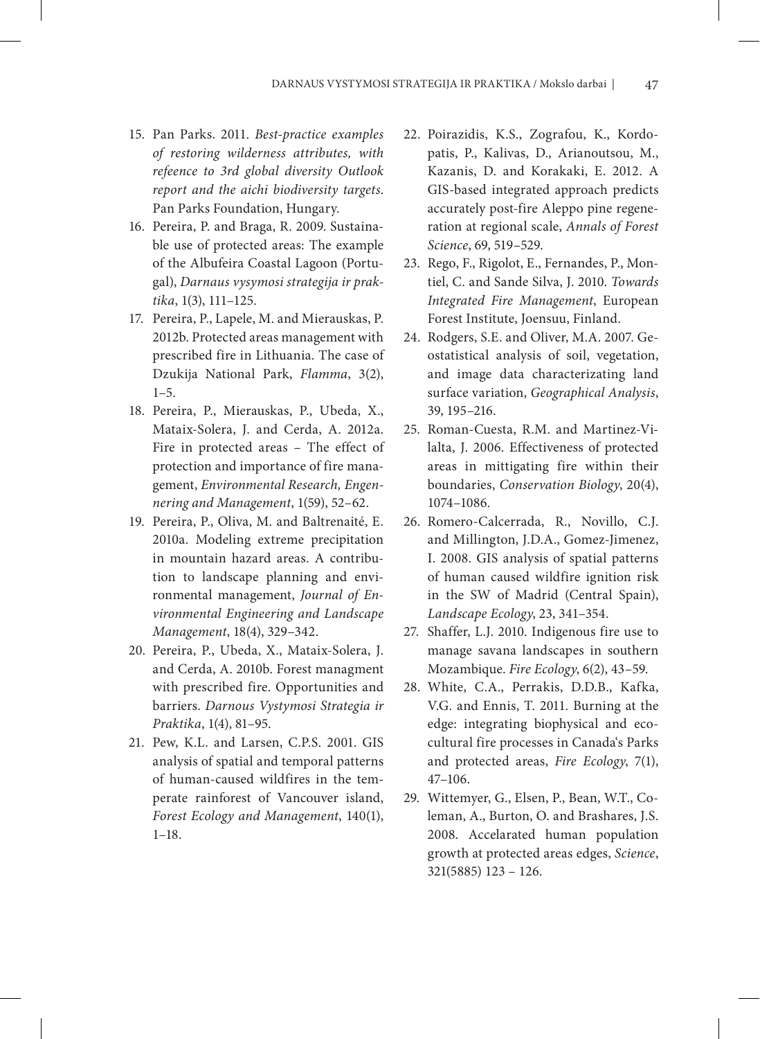15. Pan Parks. 2011. *Best-practice examples of restoring wilderness attributes, with refeence to 3rd global diversity Outlook report and the aichi biodiversity targets.* Pan Parks Foundation, Hungary.
16. Pereira, P. and Braga, R. 2009. Sustainable use of protected areas: The example of the Albufeira Coastal Lagoon (Portugal), *Darnaus vysymosi strategija ir praktika*, 1(3), 111–125.
17. Pereira, P., Lapele, M. and Mierauskas, P. 2012b. Protected areas management with prescribed fire in Lithuania. The case of Dzukija National Park, *Flamma*, 3(2), 1–5.
18. Pereira, P., Mierauskas, P., Ubeda, X., Mataix-Solera, J. and Cerda, A. 2012a. Fire in protected areas – The effect of protection and importance of fire management, *Environmental Research, Engennering and Management*, 1(59), 52–62.
19. Pereira, P., Oliva, M. and Baltrenaité, E. 2010a. Modeling extreme precipitation in mountain hazard areas. A contribution to landscape planning and environmental management, *Journal of Environmental Engineering and Landscape Management*, 18(4), 329–342.
20. Pereira, P., Ubeda, X., Mataix-Solera, J. and Cerda, A. 2010b. Forest managment with prescribed fire. Opportunities and barriers. *Darnous Vystymosi Strategia ir Praktika*, 1(4), 81–95.
21. Pew, K.L. and Larsen, C.P.S. 2001. GIS analysis of spatial and temporal patterns of human-caused wildfires in the temperate rainforest of Vancouver island, *Forest Ecology and Management*, 140(1), 1–18.
22. Poirazidis, K.S., Zografou, K., Kordopatis, P., Kalivas, D., Arianoutsou, M., Kazanis, D. and Korakaki, E. 2012. A GIS-based integrated approach predicts accurately post-fire Aleppo pine regeneration at regional scale, *Annals of Forest Science*, 69, 519–529.
23. Rego, F., Rigolot, E., Fernandes, P., Montiel, C. and Sande Silva, J. 2010. *Towards Integrated Fire Management*, European Forest Institute, Joensuu, Finland.
24. Rodgers, S.E. and Oliver, M.A. 2007. Geostatistical analysis of soil, vegetation, and image data characterizating land surface variation, *Geographical Analysis*, 39, 195–216.
25. Roman-Cuesta, R.M. and Martinez-Vilalta, J. 2006. Effectiveness of protected areas in mittigating fire within their boundaries, *Conservation Biology*, 20(4), 1074–1086.
26. Romero-Calcerrada, R., Novillo, C.J. and Millington, J.D.A., Gomez-Jimenez, I. 2008. GIS analysis of spatial patterns of human caused wildfire ignition risk in the SW of Madrid (Central Spain), *Landscape Ecology*, 23, 341–354.
27. Shaffer, L.J. 2010. Indigenous fire use to manage savana landscapes in southern Mozambique. *Fire Ecology*, 6(2), 43–59.
28. White, C.A., Perrakis, D.D.B., Kafka, V.G. and Ennis, T. 2011. Burning at the edge: integrating biophysical and ecocultural fire processes in Canada's Parks and protected areas, *Fire Ecology*, 7(1), 47–106.
29. Wittemyer, G., Elsen, P., Bean, W.T., Coleman, A., Burton, O. and Brashares, J.S. 2008. Accelarated human population growth at protected areas edges, *Science*, 321(5885) 123 – 126.